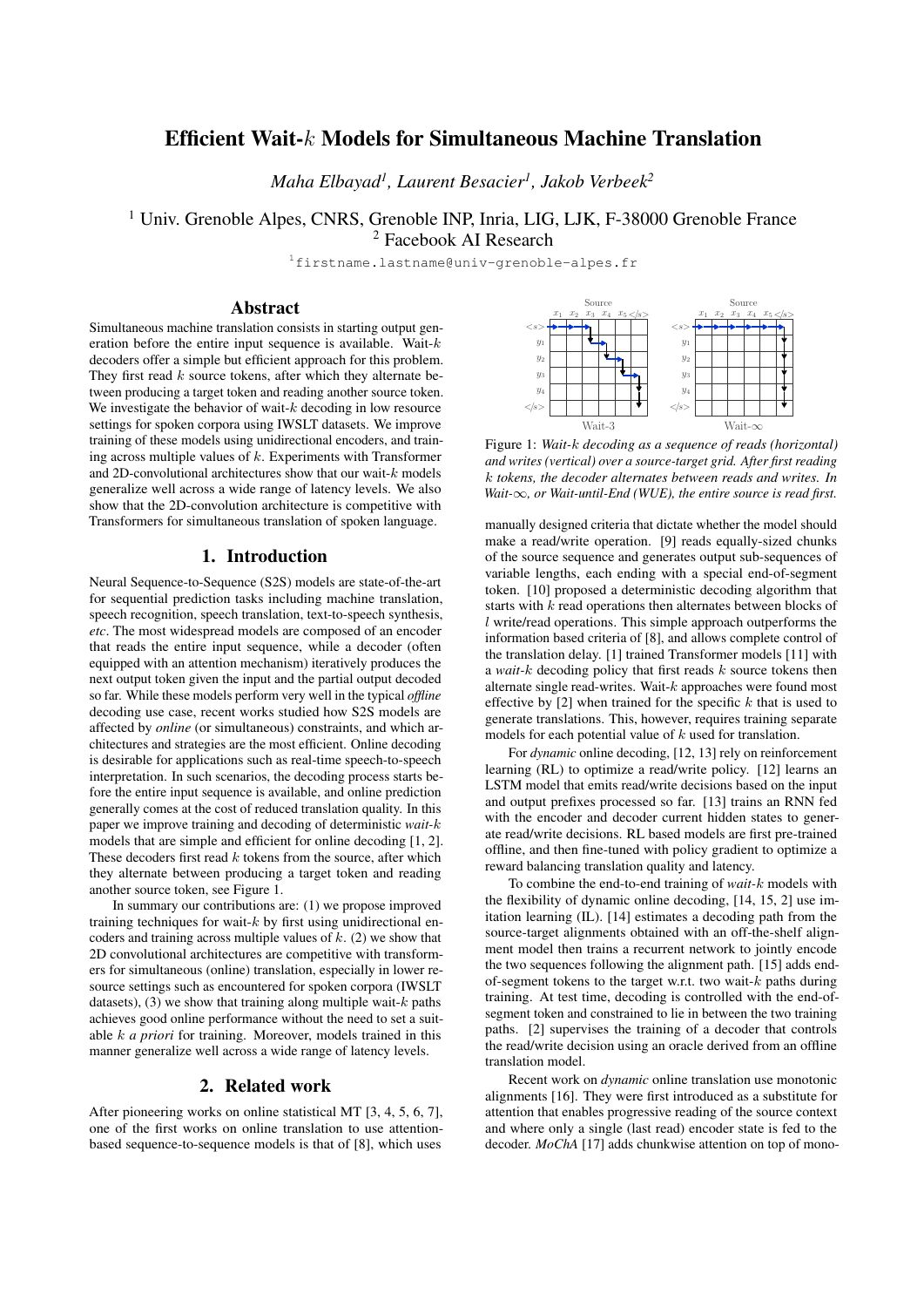// Efficient Wait-$k$ Models for Simultaneous Machine Translation

*Maha Elbayad[1], Laurent Besacier[1], Jakob Verbeek[2]*

[1] Univ. Grenoble Alpes, CNRS, Grenoble INP, Inria, LIG, LJK, F-38000 Grenoble France
[2] Facebook AI Research

[1]firstname.lastname@univ-grenoble-alpes.fr

## Abstract

Simultaneous machine translation consists in starting output generation before the entire input sequence is available. Wait-$k$ decoders offer a simple but efficient approach for this problem. They first read $k$ source tokens, after which they alternate between producing a target token and reading another source token. We investigate the behavior of wait-$k$ decoding in low resource settings for spoken corpora using IWSLT datasets. We improve training of these models using unidirectional encoders, and training across multiple values of $k$. Experiments with Transformer and 2D-convolutional architectures show that our wait-$k$ models generalize well across a wide range of latency levels. We also show that the 2D-convolution architecture is competitive with Transformers for simultaneous translation of spoken language.

## 1. Introduction

Neural Sequence-to-Sequence (S2S) models are state-of-the-art for sequential prediction tasks including machine translation, speech recognition, speech translation, text-to-speech synthesis, *etc*. The most widespread models are composed of an encoder that reads the entire input sequence, while a decoder (often equipped with an attention mechanism) iteratively produces the next output token given the input and the partial output decoded so far. While these models perform very well in the typical *offline* decoding use case, recent works studied how S2S models are affected by *online* (or simultaneous) constraints, and which architectures and strategies are the most efficient. Online decoding is desirable for applications such as real-time speech-to-speech interpretation. In such scenarios, the decoding process starts before the entire input sequence is available, and online prediction generally comes at the cost of reduced translation quality. In this paper we improve training and decoding of deterministic *wait-$k$* models that are simple and efficient for online decoding [1, 2]. These decoders first read $k$ tokens from the source, after which they alternate between producing a target token and reading another source token, see Figure 1.

In summary our contributions are: (1) we propose improved training techniques for wait-$k$ by first using unidirectional encoders and training across multiple values of $k$. (2) we show that 2D convolutional architectures are competitive with transformers for simultaneous (online) translation, especially in lower resource settings such as encountered for spoken corpora (IWSLT datasets), (3) we show that training along multiple wait-$k$ paths achieves good online performance without the need to set a suitable $k$ *a priori* for training. Moreover, models trained in this manner generalize well across a wide range of latency levels.

## 2. Related work

After pioneering works on online statistical MT [3, 4, 5, 6, 7], one of the first works on online translation to use attention-based sequence-to-sequence models is that of [8], which uses manually designed criteria that dictate whether the model should make a read/write operation. [9] reads equally-sized chunks of the source sequence and generates output sub-sequences of variable lengths, each ending with a special end-of-segment token. [10] proposed a deterministic decoding algorithm that starts with $k$ read operations then alternates between blocks of $l$ write/read operations. This simple approach outperforms the information based criteria of [8], and allows complete control of the translation delay. [1] trained Transformer models [11] with a *wait-$k$* decoding policy that first reads $k$ source tokens then alternate single read-writes. Wait-$k$ approaches were found most effective by [2] when trained for the specific $k$ that is used to generate translations. This, however, requires training separate models for each potential value of $k$ used for translation.

Figure 1: *Wait-$k$ decoding as a sequence of reads (horizontal) and writes (vertical) over a source-target grid. After first reading $k$ tokens, the decoder alternates between reads and writes. In Wait-$\infty$, or Wait-until-End (WUE), the entire source is read first.*

For *dynamic* online decoding, [12, 13] rely on reinforcement learning (RL) to optimize a read/write policy. [12] learns an LSTM model that emits read/write decisions based on the input and output prefixes processed so far. [13] trains an RNN fed with the encoder and decoder current hidden states to generate read/write decisions. RL based models are first pre-trained offline, and then fine-tuned with policy gradient to optimize a reward balancing translation quality and latency.

To combine the end-to-end training of *wait-$k$* models with the flexibility of dynamic online decoding, [14, 15, 2] use imitation learning (IL). [14] estimates a decoding path from the source-target alignments obtained with an off-the-shelf alignment model then trains a recurrent network to jointly encode the two sequences following the alignment path. [15] adds end-of-segment tokens to the target w.r.t. two wait-$k$ paths during training. At test time, decoding is controlled with the end-of-segment token and constrained to lie in between the two training paths. [2] supervises the training of a decoder that controls the read/write decision using an oracle derived from an offline translation model.

Recent work on *dynamic* online translation use monotonic alignments [16]. They were first introduced as a substitute for attention that enables progressive reading of the source context and where only a single (last read) encoder state is fed to the decoder. *MoChA* [17] adds chunkwise attention on top of mono-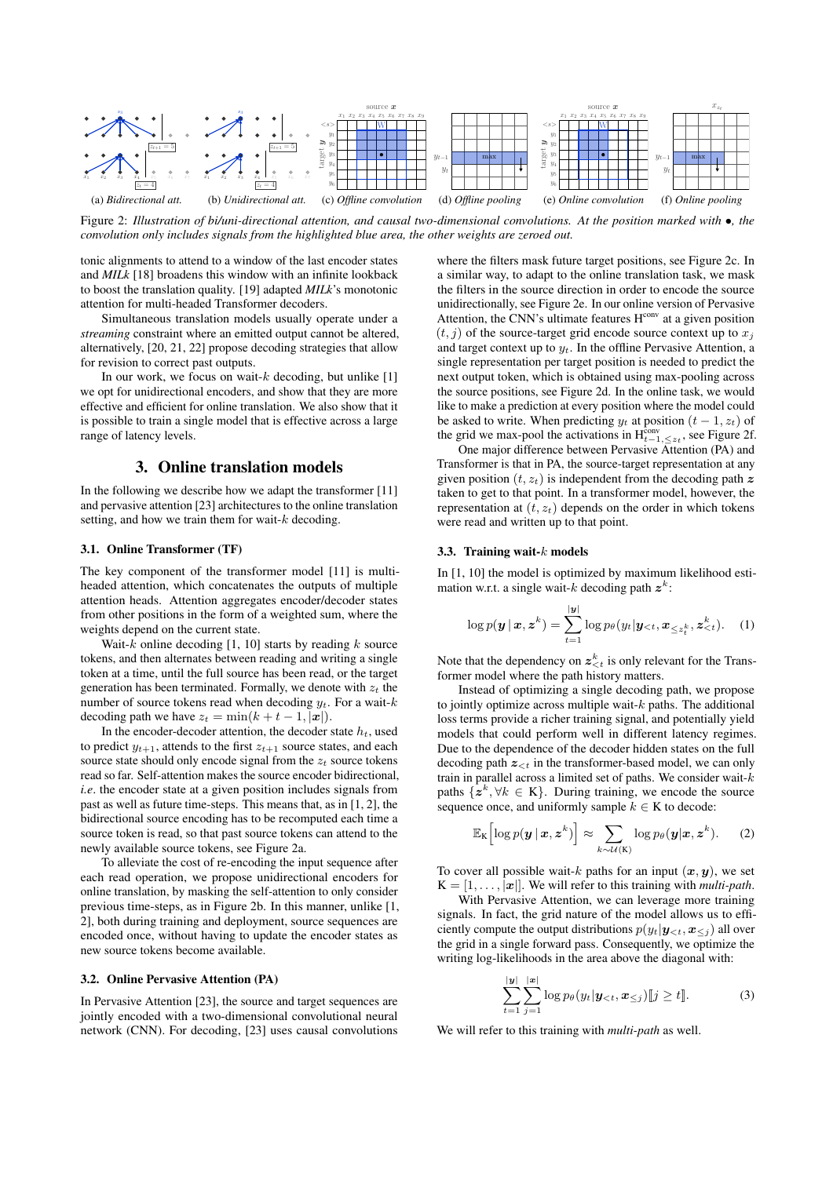(a) *Bidirectional att.* (b) *Unidirectional att.* (c) *Offline convolution* (d) *Offline pooling* (e) *Online convolution* (f) *Online pooling*

Figure 2: *Illustration of bi/uni-directional attention, and causal two-dimensional convolutions. At the position marked with •, the convolution only includes signals from the highlighted blue area, the other weights are zeroed out.*

tonic alignments to attend to a window of the last encoder states and *MILk* [18] broadens this window with an infinite lookback to boost the translation quality. [19] adapted *MILk*'s monotonic attention for multi-headed Transformer decoders.

Simultaneous translation models usually operate under a *streaming* constraint where an emitted output cannot be altered, alternatively, [20, 21, 22] propose decoding strategies that allow for revision to correct past outputs.

In our work, we focus on wait-$k$ decoding, but unlike [1] we opt for unidirectional encoders, and show that they are more effective and efficient for online translation. We also show that it is possible to train a single model that is effective across a large range of latency levels.

## 3. Online translation models

In the following we describe how we adapt the transformer [11] and pervasive attention [23] architectures to the online translation setting, and how we train them for wait-$k$ decoding.

### 3.1. Online Transformer (TF)

The key component of the transformer model [11] is multi-headed attention, which concatenates the outputs of multiple attention heads. Attention aggregates encoder/decoder states from other positions in the form of a weighted sum, where the weights depend on the current state.

Wait-$k$ online decoding [1, 10] starts by reading $k$ source tokens, and then alternates between reading and writing a single token at a time, until the full source has been read, or the target generation has been terminated. Formally, we denote with $z_t$ the number of source tokens read when decoding $y_t$. For a wait-$k$ decoding path we have $z_t = \min(k + t - 1, |\boldsymbol{x}|)$.

In the encoder-decoder attention, the decoder state $h_t$, used to predict $y_{t+1}$, attends to the first $z_{t+1}$ source states, and each source state should only encode signal from the $z_t$ source tokens read so far. Self-attention makes the source encoder bidirectional, *i.e*. the encoder state at a given position includes signals from past as well as future time-steps. This means that, as in [1, 2], the bidirectional source encoding has to be recomputed each time a source token is read, so that past source tokens can attend to the newly available source tokens, see Figure 2a.

To alleviate the cost of re-encoding the input sequence after each read operation, we propose unidirectional encoders for online translation, by masking the self-attention to only consider previous time-steps, as in Figure 2b. In this manner, unlike [1, 2], both during training and deployment, source sequences are encoded once, without having to update the encoder states as new source tokens become available.

### 3.2. Online Pervasive Attention (PA)

In Pervasive Attention [23], the source and target sequences are jointly encoded with a two-dimensional convolutional neural network (CNN). For decoding, [23] uses causal convolutions where the filters mask future target positions, see Figure 2c. In a similar way, to adapt to the online translation task, we mask the filters in the source direction in order to encode the source unidirectionally, see Figure 2e. In our online version of Pervasive Attention, the CNN's ultimate features $\mathrm{H}^{\mathrm{conv}}$ at a given position $(t, j)$ of the source-target grid encode source context up to $x_j$ and target context up to $y_t$. In the offline Pervasive Attention, a single representation per target position is needed to predict the next output token, which is obtained using max-pooling across the source positions, see Figure 2d. In the online task, we would like to make a prediction at every position where the model could be asked to write. When predicting $y_t$ at position $(t-1, z_t)$ of the grid we max-pool the activations in $\mathrm{H}^{\mathrm{conv}}_{t-1, \leq z_t}$, see Figure 2f.

One major difference between Pervasive Attention (PA) and Transformer is that in PA, the source-target representation at any given position $(t, z_t)$ is independent from the decoding path $\boldsymbol{z}$ taken to get to that point. In a transformer model, however, the representation at $(t, z_t)$ depends on the order in which tokens were read and written up to that point.

### 3.3. Training wait-$k$ models

In [1, 10] the model is optimized by maximum likelihood estimation w.r.t. a single wait-$k$ decoding path $\boldsymbol{z}^k$:

$$\log p(\boldsymbol{y} \mid \boldsymbol{x}, \boldsymbol{z}^k) = \sum_{t=1}^{|\boldsymbol{y}|} \log p_\theta(y_t | \boldsymbol{y}_{<t}, \boldsymbol{x}_{\leq z_t^k}, \boldsymbol{z}^k_{<t}). \quad (1)$$

Note that the dependency on $\boldsymbol{z}^k_{<t}$ is only relevant for the Transformer model where the path history matters.

Instead of optimizing a single decoding path, we propose to jointly optimize across multiple wait-$k$ paths. The additional loss terms provide a richer training signal, and potentially yield models that could perform well in different latency regimes. Due to the dependence of the decoder hidden states on the full decoding path $\boldsymbol{z}_{<t}$ in the transformer-based model, we can only train in parallel across a limited set of paths. We consider wait-$k$ paths $\{\boldsymbol{z}^k, \forall k \in \mathrm{K}\}$. During training, we encode the source sequence once, and uniformly sample $k \in \mathrm{K}$ to decode:

$$\mathbb{E}_{\mathrm{K}}\Big[\log p(\boldsymbol{y} \mid \boldsymbol{x}, \boldsymbol{z}^k)\Big] \approx \sum_{k \sim \mathcal{U}(\mathrm{K})} \log p_\theta(\boldsymbol{y} | \boldsymbol{x}, \boldsymbol{z}^k). \quad (2)$$

To cover all possible wait-$k$ paths for an input $(\boldsymbol{x}, \boldsymbol{y})$, we set $\mathrm{K} = [1, \ldots, |\boldsymbol{x}|]$. We will refer to this training with *multi-path*.

With Pervasive Attention, we can leverage more training signals. In fact, the grid nature of the model allows us to efficiently compute the output distributions $p(y_t | \boldsymbol{y}_{<t}, \boldsymbol{x}_{\leq j})$ all over the grid in a single forward pass. Consequently, we optimize the writing log-likelihoods in the area above the diagonal with:

$$\sum_{t=1}^{|\boldsymbol{y}|} \sum_{j=1}^{|\boldsymbol{x}|} \log p_\theta(y_t | \boldsymbol{y}_{<t}, \boldsymbol{x}_{\leq j}) [\![ j \geq t ]\!]. \quad (3)$$

We will refer to this training with *multi-path* as well.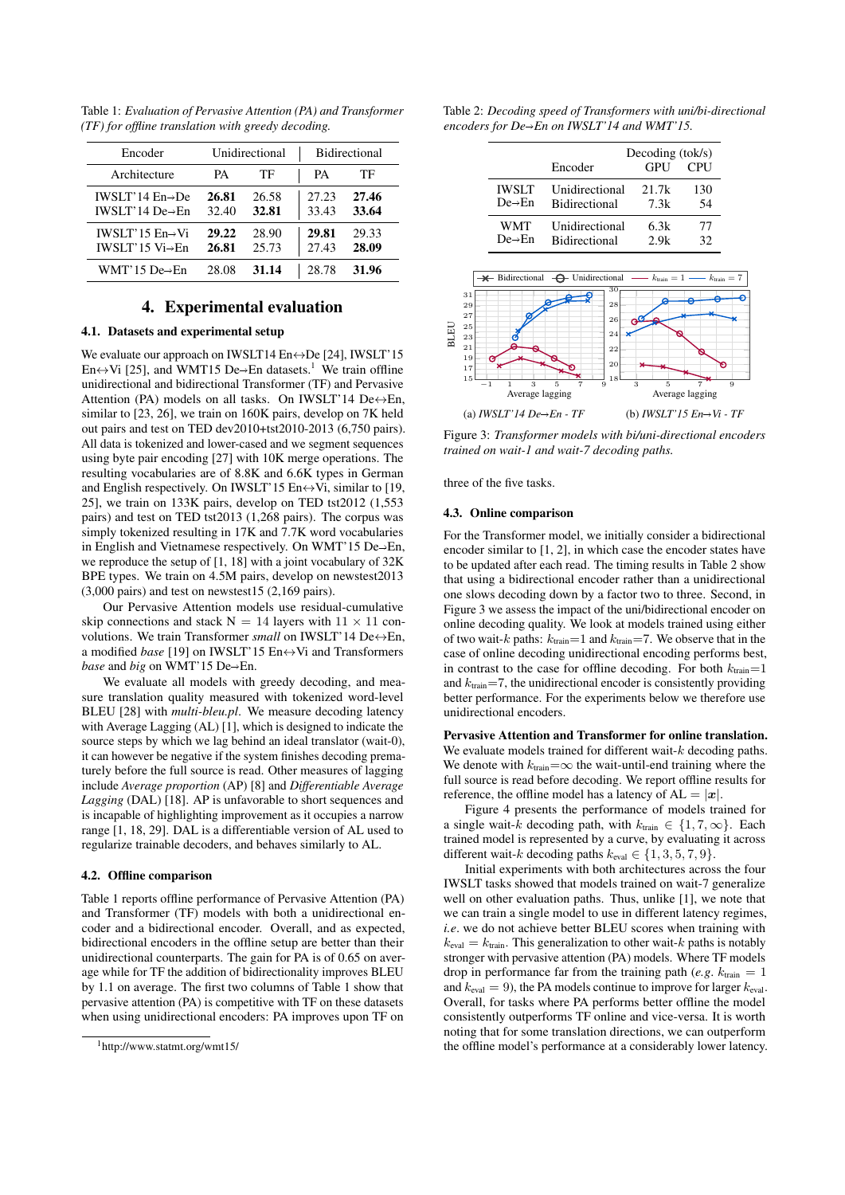Table 1: *Evaluation of Pervasive Attention (PA) and Transformer (TF) for offline translation with greedy decoding.*

| Encoder | Unidirectional | | Bidirectional | |
|---|---|---|---|---|
| Architecture | PA | TF | PA | TF |
| IWSLT'14 En→De | **26.81** | 26.58 | 27.23 | **27.46** |
| IWSLT'14 De→En | 32.40 | **32.81** | 33.43 | **33.64** |
| IWSLT'15 En→Vi | **29.22** | 28.90 | **29.81** | 29.33 |
| IWSLT'15 Vi→En | **26.81** | 25.73 | 27.43 | **28.09** |
| WMT'15 De→En | 28.08 | **31.14** | 28.78 | **31.96** |

## 4. Experimental evaluation

### 4.1. Datasets and experimental setup

We evaluate our approach on IWSLT14 En↔De [24], IWSLT'15 En↔Vi [25], and WMT15 De→En datasets.[1] We train offline unidirectional and bidirectional Transformer (TF) and Pervasive Attention (PA) models on all tasks. On IWSLT'14 De↔En, similar to [23, 26], we train on 160K pairs, develop on 7K held out pairs and test on TED dev2010+tst2010-2013 (6,750 pairs). All data is tokenized and lower-cased and we segment sequences using byte pair encoding [27] with 10K merge operations. The resulting vocabularies are of 8.8K and 6.6K types in German and English respectively. On IWSLT'15 En↔Vi, similar to [19, 25], we train on 133K pairs, develop on TED tst2012 (1,553 pairs) and test on TED tst2013 (1,268 pairs). The corpus was simply tokenized resulting in 17K and 7.7K word vocabularies in English and Vietnamese respectively. On WMT'15 De→En, we reproduce the setup of [1, 18] with a joint vocabulary of 32K BPE types. We train on 4.5M pairs, develop on newstest2013 (3,000 pairs) and test on newstest15 (2,169 pairs).

Our Pervasive Attention models use residual-cumulative skip connections and stack N = 14 layers with 11 × 11 convolutions. We train Transformer *small* on IWSLT'14 De↔En, a modified *base* [19] on IWSLT'15 En↔Vi and Transformers *base* and *big* on WMT'15 De→En.

We evaluate all models with greedy decoding, and measure translation quality with tokenized word-level BLEU [28] with *multi-bleu.pl*. We measure decoding latency with Average Lagging (AL) [1], which is designed to indicate the source steps by which we lag behind an ideal translator (wait-0), it can however be negative if the system finishes decoding prematurely before the full source is read. Other measures of lagging include *Average proportion* (AP) [8] and *Differentiable Average Lagging* (DAL) [18]. AP is unfavorable to short sequences and is incapable of highlighting improvement as it occupies a narrow range [1, 18, 29]. DAL is a differentiable version of AL used to regularize trainable decoders, and behaves similarly to AL.

### 4.2. Offline comparison

Table 1 reports offline performance of Pervasive Attention (PA) and Transformer (TF) models with both a unidirectional encoder and a bidirectional encoder. Overall, and as expected, bidirectional encoders in the offline setup are better than their unidirectional counterparts. The gain for PA is of 0.65 on average while for TF the addition of bidirectionality improves BLEU by 1.1 on average. The first two columns of Table 1 show that pervasive attention (PA) is competitive with TF on these datasets when using unidirectional encoders: PA improves upon TF on three of the five tasks.

[1] http://www.statmt.org/wmt15/

Table 2: *Decoding speed of Transformers with uni/bi-directional encoders for De→En on IWSLT'14 and WMT'15.*

| | Encoder | Decoding (tok/s) GPU | Decoding (tok/s) CPU |
|---|---|---|---|
| IWSLT De→En | Unidirectional | 21.7k | 130 |
| | Bidirectional | 7.3k | 54 |
| WMT De→En | Unidirectional | 6.3k | 77 |
| | Bidirectional | 2.9k | 32 |

Figure 3: *Transformer models with bi/uni-directional encoders trained on wait-1 and wait-7 decoding paths.* (a) *IWSLT'14 De→En - TF* (b) *IWSLT'15 En→Vi - TF*

### 4.3. Online comparison

For the Transformer model, we initially consider a bidirectional encoder similar to [1, 2], in which case the encoder states have to be updated after each read. The timing results in Table 2 show that using a bidirectional encoder rather than a unidirectional one slows decoding down by a factor two to three. Second, in Figure 3 we assess the impact of the uni/bidirectional encoder on online decoding quality. We look at models trained using either of two wait-$k$ paths: $k_{\text{train}}$=1 and $k_{\text{train}}$=7. We observe that in the case of online decoding unidirectional encoding performs best, in contrast to the case for offline decoding. For both $k_{\text{train}}$=1 and $k_{\text{train}}$=7, the unidirectional encoder is consistently providing better performance. For the experiments below we therefore use unidirectional encoders.

**Pervasive Attention and Transformer for online translation.** We evaluate models trained for different wait-$k$ decoding paths. We denote with $k_{\text{train}}$=$\infty$ the wait-until-end training where the full source is read before decoding. We report offline results for reference, the offline model has a latency of AL = $|\boldsymbol{x}|$.

Figure 4 presents the performance of models trained for a single wait-$k$ decoding path, with $k_{\text{train}} \in \{1, 7, \infty\}$. Each trained model is represented by a curve, by evaluating it across different wait-$k$ decoding paths $k_{\text{eval}} \in \{1, 3, 5, 7, 9\}$.

Initial experiments with both architectures across the four IWSLT tasks showed that models trained on wait-7 generalize well on other evaluation paths. Thus, unlike [1], we note that we can train a single model to use in different latency regimes, *i.e.* we do not achieve better BLEU scores when training with $k_{\text{eval}} = k_{\text{train}}$. This generalization to other wait-$k$ paths is notably stronger with pervasive attention (PA) models. Where TF models drop in performance far from the training path (*e.g.* $k_{\text{train}} = 1$ and $k_{\text{eval}} = 9$), the PA models continue to improve for larger $k_{\text{eval}}$. Overall, for tasks where PA performs better offline the model consistently outperforms TF online and vice-versa. It is worth noting that for some translation directions, we can outperform the offline model's performance at a considerably lower latency.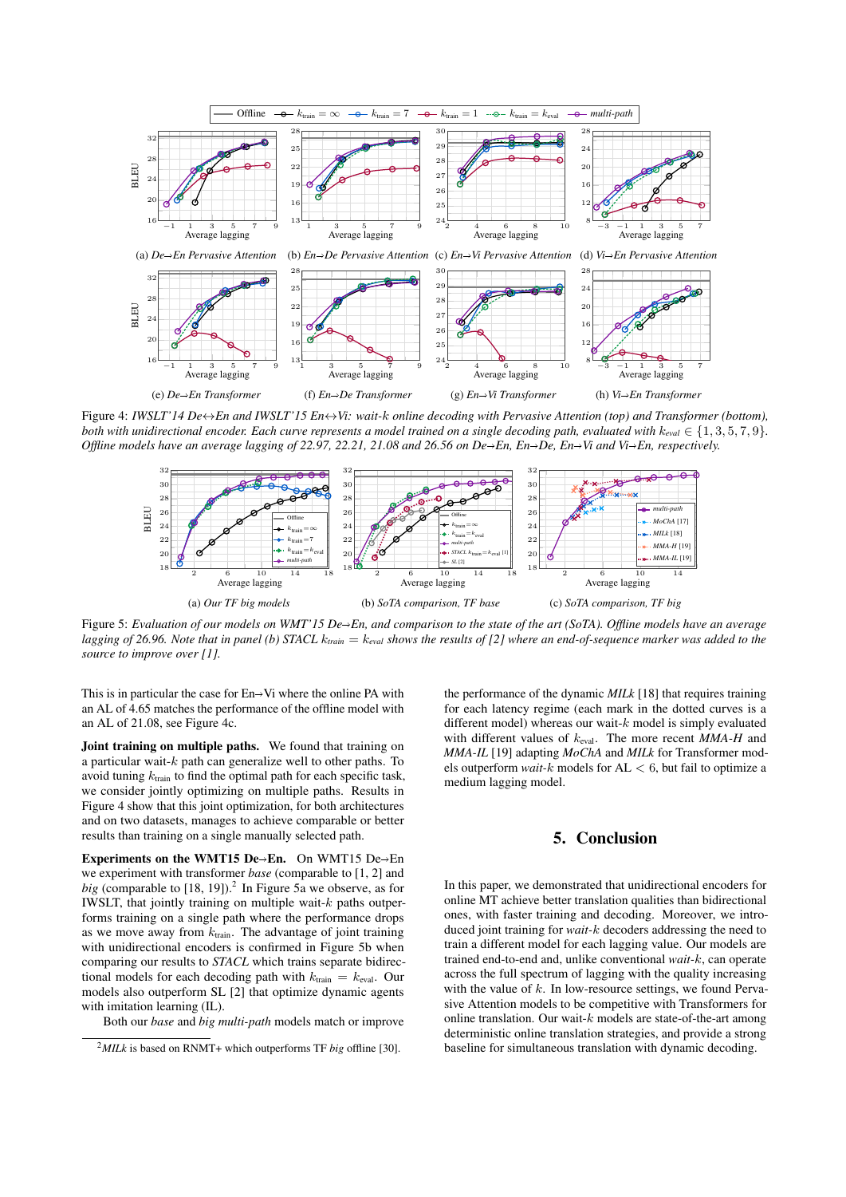Figure 4: *IWSLT'14 De↔En and IWSLT'15 En↔Vi: wait-k online decoding with Pervasive Attention (top) and Transformer (bottom), both with unidirectional encoder. Each curve represents a model trained on a single decoding path, evaluated with $k_{eval} \in \{1, 3, 5, 7, 9\}$. Offline models have an average lagging of 22.97, 22.21, 21.08 and 26.56 on De→En, En→De, En→Vi and Vi→En, respectively.*

Figure 5: *Evaluation of our models on WMT'15 De→En, and comparison to the state of the art (SoTA). Offline models have an average lagging of 26.96. Note that in panel (b) STACL $k_{train} = k_{eval}$ shows the results of [2] where an end-of-sequence marker was added to the source to improve over [1].*

This is in particular the case for En→Vi where the online PA with an AL of 4.65 matches the performance of the offline model with an AL of 21.08, see Figure 4c.

**Joint training on multiple paths.** We found that training on a particular wait-$k$ path can generalize well to other paths. To avoid tuning $k_{\text{train}}$ to find the optimal path for each specific task, we consider jointly optimizing on multiple paths. Results in Figure 4 show that this joint optimization, for both architectures and on two datasets, manages to achieve comparable or better results than training on a single manually selected path.

**Experiments on the WMT15 De→En.** On WMT15 De→En we experiment with transformer *base* (comparable to [1, 2] and *big* (comparable to [18, 19]).[2] In Figure 5a we observe, as for IWSLT, that jointly training on multiple wait-$k$ paths outperforms training on a single path where the performance drops as we move away from $k_{\text{train}}$. The advantage of joint training with unidirectional encoders is confirmed in Figure 5b when comparing our results to *STACL* which trains separate bidirectional models for each decoding path with $k_{\text{train}} = k_{\text{eval}}$. Our models also outperform SL [2] that optimize dynamic agents with imitation learning (IL).

Both our *base* and *big multi-path* models match or improve the performance of the dynamic *MILk* [18] that requires training for each latency regime (each mark in the dotted curves is a different model) whereas our wait-$k$ model is simply evaluated with different values of $k_{\text{eval}}$. The more recent *MMA-H* and *MMA-IL* [19] adapting *MoChA* and *MILk* for Transformer models outperform *wait-k* models for AL $< 6$, but fail to optimize a medium lagging model.

## 5. Conclusion

In this paper, we demonstrated that unidirectional encoders for online MT achieve better translation qualities than bidirectional ones, with faster training and decoding. Moreover, we introduced joint training for *wait-k* decoders addressing the need to train a different model for each lagging value. Our models are trained end-to-end and, unlike conventional *wait-k*, can operate across the full spectrum of lagging with the quality increasing with the value of $k$. In low-resource settings, we found Pervasive Attention models to be competitive with Transformers for online translation. Our wait-$k$ models are state-of-the-art among deterministic online translation strategies, and provide a strong baseline for simultaneous translation with dynamic decoding.

[2] *MILk* is based on RNMT+ which outperforms TF *big* offline [30].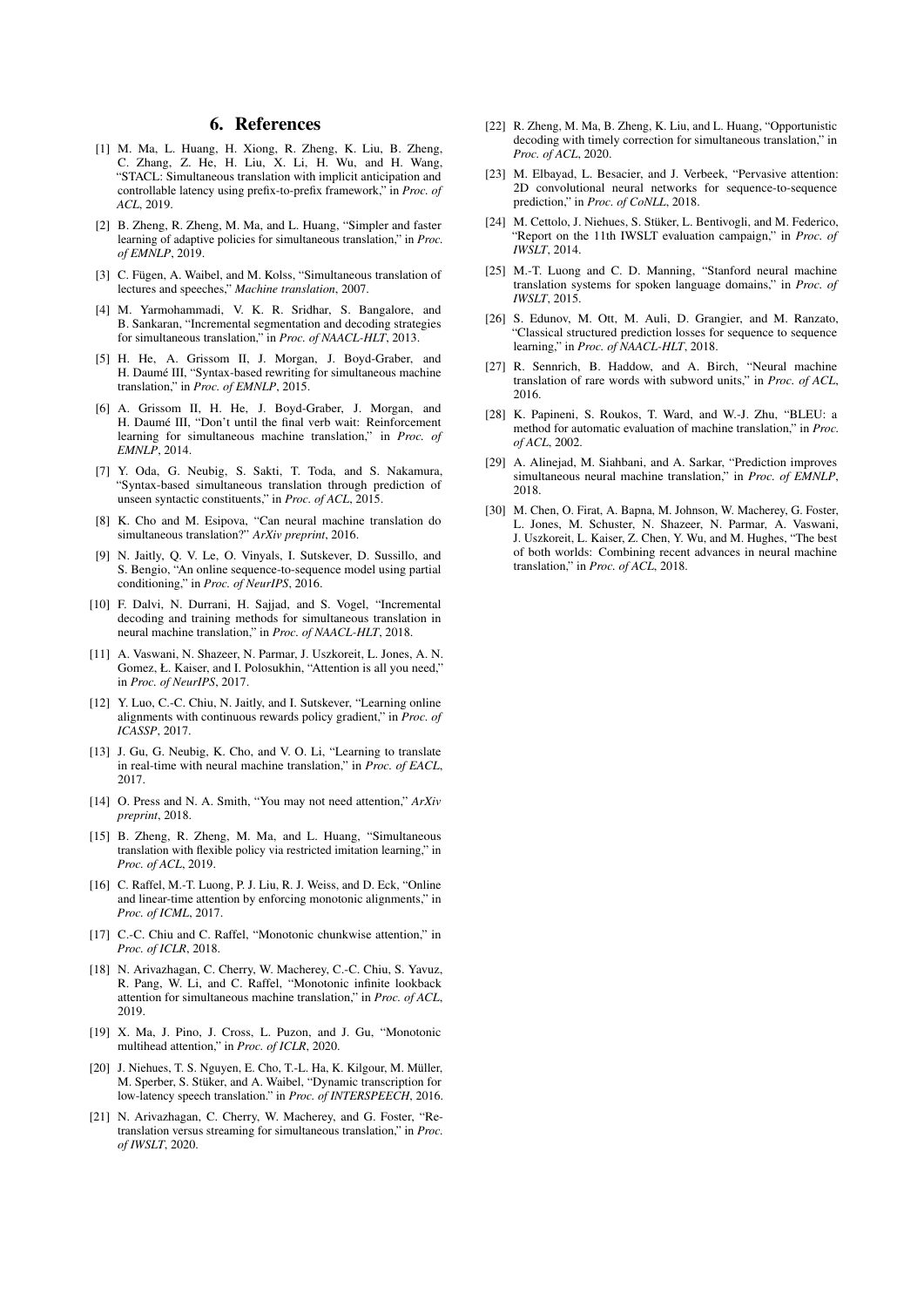## 6. References

[1] M. Ma, L. Huang, H. Xiong, R. Zheng, K. Liu, B. Zheng, C. Zhang, Z. He, H. Liu, X. Li, H. Wu, and H. Wang, "STACL: Simultaneous translation with implicit anticipation and controllable latency using prefix-to-prefix framework," in *Proc. of ACL*, 2019.

[2] B. Zheng, R. Zheng, M. Ma, and L. Huang, "Simpler and faster learning of adaptive policies for simultaneous translation," in *Proc. of EMNLP*, 2019.

[3] C. Fügen, A. Waibel, and M. Kolss, "Simultaneous translation of lectures and speeches," *Machine translation*, 2007.

[4] M. Yarmohammadi, V. K. R. Sridhar, S. Bangalore, and B. Sankaran, "Incremental segmentation and decoding strategies for simultaneous translation," in *Proc. of NAACL-HLT*, 2013.

[5] H. He, A. Grissom II, J. Morgan, J. Boyd-Graber, and H. Daumé III, "Syntax-based rewriting for simultaneous machine translation," in *Proc. of EMNLP*, 2015.

[6] A. Grissom II, H. He, J. Boyd-Graber, J. Morgan, and H. Daumé III, "Don't until the final verb wait: Reinforcement learning for simultaneous machine translation," in *Proc. of EMNLP*, 2014.

[7] Y. Oda, G. Neubig, S. Sakti, T. Toda, and S. Nakamura, "Syntax-based simultaneous translation through prediction of unseen syntactic constituents," in *Proc. of ACL*, 2015.

[8] K. Cho and M. Esipova, "Can neural machine translation do simultaneous translation?" *ArXiv preprint*, 2016.

[9] N. Jaitly, Q. V. Le, O. Vinyals, I. Sutskever, D. Sussillo, and S. Bengio, "An online sequence-to-sequence model using partial conditioning," in *Proc. of NeurIPS*, 2016.

[10] F. Dalvi, N. Durrani, H. Sajjad, and S. Vogel, "Incremental decoding and training methods for simultaneous translation in neural machine translation," in *Proc. of NAACL-HLT*, 2018.

[11] A. Vaswani, N. Shazeer, N. Parmar, J. Uszkoreit, L. Jones, A. N. Gomez, Ł. Kaiser, and I. Polosukhin, "Attention is all you need," in *Proc. of NeurIPS*, 2017.

[12] Y. Luo, C.-C. Chiu, N. Jaitly, and I. Sutskever, "Learning online alignments with continuous rewards policy gradient," in *Proc. of ICASSP*, 2017.

[13] J. Gu, G. Neubig, K. Cho, and V. O. Li, "Learning to translate in real-time with neural machine translation," in *Proc. of EACL*, 2017.

[14] O. Press and N. A. Smith, "You may not need attention," *ArXiv preprint*, 2018.

[15] B. Zheng, R. Zheng, M. Ma, and L. Huang, "Simultaneous translation with flexible policy via restricted imitation learning," in *Proc. of ACL*, 2019.

[16] C. Raffel, M.-T. Luong, P. J. Liu, R. J. Weiss, and D. Eck, "Online and linear-time attention by enforcing monotonic alignments," in *Proc. of ICML*, 2017.

[17] C.-C. Chiu and C. Raffel, "Monotonic chunkwise attention," in *Proc. of ICLR*, 2018.

[18] N. Arivazhagan, C. Cherry, W. Macherey, C.-C. Chiu, S. Yavuz, R. Pang, W. Li, and C. Raffel, "Monotonic infinite lookback attention for simultaneous machine translation," in *Proc. of ACL*, 2019.

[19] X. Ma, J. Pino, J. Cross, L. Puzon, and J. Gu, "Monotonic multihead attention," in *Proc. of ICLR*, 2020.

[20] J. Niehues, T. S. Nguyen, E. Cho, T.-L. Ha, K. Kilgour, M. Müller, M. Sperber, S. Stüker, and A. Waibel, "Dynamic transcription for low-latency speech translation." in *Proc. of INTERSPEECH*, 2016.

[21] N. Arivazhagan, C. Cherry, W. Macherey, and G. Foster, "Re-translation versus streaming for simultaneous translation," in *Proc. of IWSLT*, 2020.

[22] R. Zheng, M. Ma, B. Zheng, K. Liu, and L. Huang, "Opportunistic decoding with timely correction for simultaneous translation," in *Proc. of ACL*, 2020.

[23] M. Elbayad, L. Besacier, and J. Verbeek, "Pervasive attention: 2D convolutional neural networks for sequence-to-sequence prediction," in *Proc. of CoNLL*, 2018.

[24] M. Cettolo, J. Niehues, S. Stüker, L. Bentivogli, and M. Federico, "Report on the 11th IWSLT evaluation campaign," in *Proc. of IWSLT*, 2014.

[25] M.-T. Luong and C. D. Manning, "Stanford neural machine translation systems for spoken language domains," in *Proc. of IWSLT*, 2015.

[26] S. Edunov, M. Ott, M. Auli, D. Grangier, and M. Ranzato, "Classical structured prediction losses for sequence to sequence learning," in *Proc. of NAACL-HLT*, 2018.

[27] R. Sennrich, B. Haddow, and A. Birch, "Neural machine translation of rare words with subword units," in *Proc. of ACL*, 2016.

[28] K. Papineni, S. Roukos, T. Ward, and W.-J. Zhu, "BLEU: a method for automatic evaluation of machine translation," in *Proc. of ACL*, 2002.

[29] A. Alinejad, M. Siahbani, and A. Sarkar, "Prediction improves simultaneous neural machine translation," in *Proc. of EMNLP*, 2018.

[30] M. Chen, O. Firat, A. Bapna, M. Johnson, W. Macherey, G. Foster, L. Jones, M. Schuster, N. Shazeer, N. Parmar, A. Vaswani, J. Uszkoreit, L. Kaiser, Z. Chen, Y. Wu, and M. Hughes, "The best of both worlds: Combining recent advances in neural machine translation," in *Proc. of ACL*, 2018.